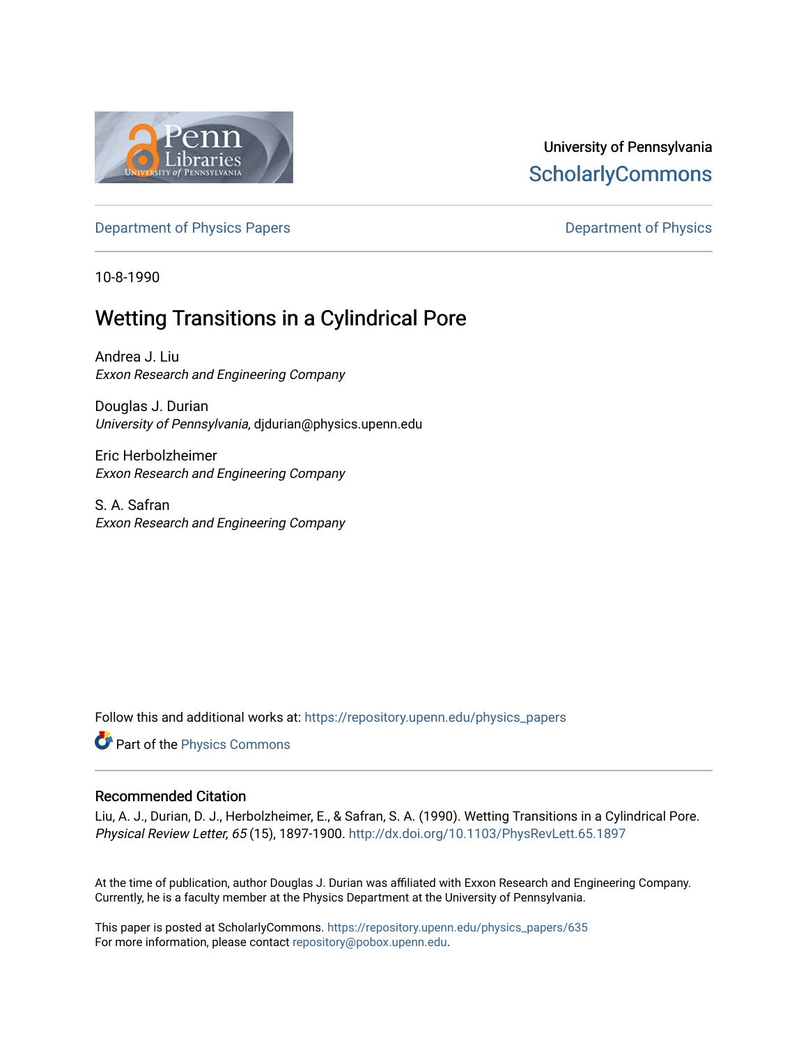University of Pennsylvania
ScholarlyCommons

Department of Physics Papers | Department of Physics

10-8-1990

# Wetting Transitions in a Cylindrical Pore

Andrea J. Liu
*Exxon Research and Engineering Company*

Douglas J. Durian
*University of Pennsylvania*, djdurian@physics.upenn.edu

Eric Herbolzheimer
*Exxon Research and Engineering Company*

S. A. Safran
*Exxon Research and Engineering Company*

Follow this and additional works at: https://repository.upenn.edu/physics_papers

Part of the Physics Commons

## Recommended Citation

Liu, A. J., Durian, D. J., Herbolzheimer, E., & Safran, S. A. (1990). Wetting Transitions in a Cylindrical Pore. *Physical Review Letter, 65* (15), 1897-1900. http://dx.doi.org/10.1103/PhysRevLett.65.1897

At the time of publication, author Douglas J. Durian was affiliated with Exxon Research and Engineering Company. Currently, he is a faculty member at the Physics Department at the University of Pennsylvania.

This paper is posted at ScholarlyCommons. https://repository.upenn.edu/physics_papers/635
For more information, please contact repository@pobox.upenn.edu.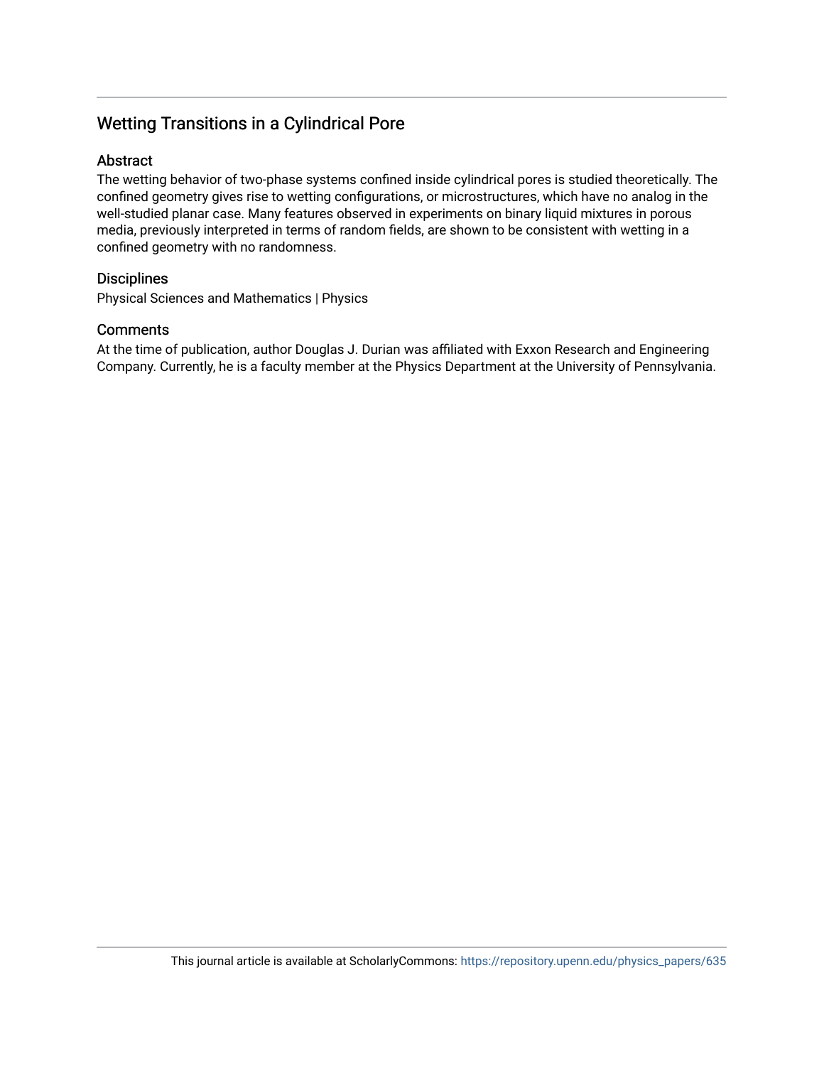## Wetting Transitions in a Cylindrical Pore

### Abstract

The wetting behavior of two-phase systems confined inside cylindrical pores is studied theoretically. The confined geometry gives rise to wetting configurations, or microstructures, which have no analog in the well-studied planar case. Many features observed in experiments on binary liquid mixtures in porous media, previously interpreted in terms of random fields, are shown to be consistent with wetting in a confined geometry with no randomness.

### Disciplines

Physical Sciences and Mathematics | Physics

### Comments

At the time of publication, author Douglas J. Durian was affiliated with Exxon Research and Engineering Company. Currently, he is a faculty member at the Physics Department at the University of Pennsylvania.

This journal article is available at ScholarlyCommons: https://repository.upenn.edu/physics_papers/635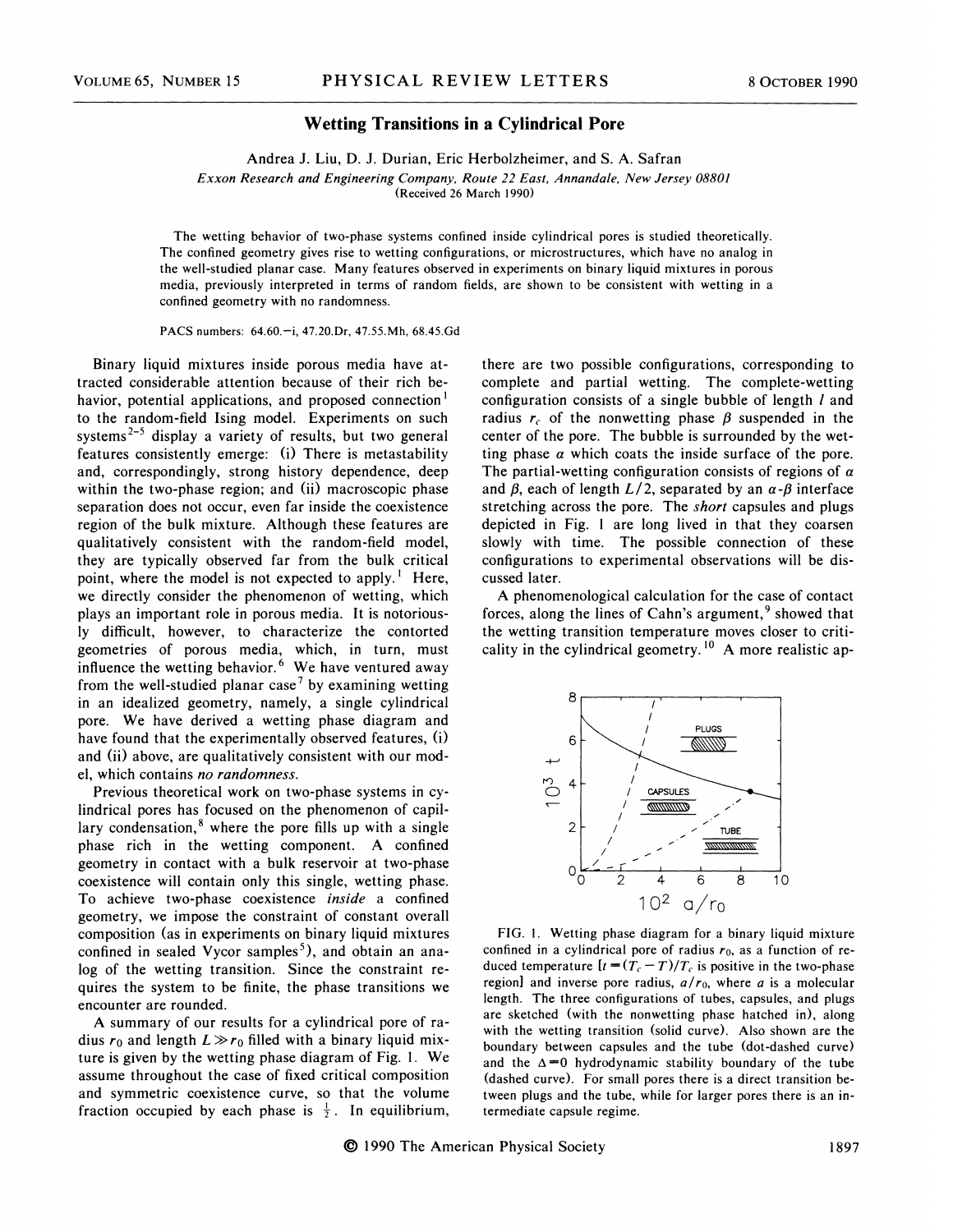# Wetting Transitions in a Cylindrical Pore

Andrea J. Liu, D. J. Durian, Eric Herbolzheimer, and S. A. Safran

*Exxon Research and Engineering Company, Route 22 East, Annandale, New Jersey 08801*

(Received 26 March 1990)

The wetting behavior of two-phase systems confined inside cylindrical pores is studied theoretically. The confined geometry gives rise to wetting configurations, or microstructures, which have no analog in the well-studied planar case. Many features observed in experiments on binary liquid mixtures in porous media, previously interpreted in terms of random fields, are shown to be consistent with wetting in a confined geometry with no randomness.

PACS numbers: 64.60.−i, 47.20.Dr, 47.55.Mh, 68.45.Gd

Binary liquid mixtures inside porous media have attracted considerable attention because of their rich behavior, potential applications, and proposed connection[1] to the random-field Ising model. Experiments on such systems[2-5] display a variety of results, but two general features consistently emerge: (i) There is metastability and, correspondingly, strong history dependence, deep within the two-phase region; and (ii) macroscopic phase separation does not occur, even far inside the coexistence region of the bulk mixture. Although these features are qualitatively consistent with the random-field model, they are typically observed far from the bulk critical point, where the model is not expected to apply.[1] Here, we directly consider the phenomenon of wetting, which plays an important role in porous media. It is notoriously difficult, however, to characterize the contorted geometries of porous media, which, in turn, must influence the wetting behavior.[6] We have ventured away from the well-studied planar case[7] by examining wetting in an idealized geometry, namely, a single cylindrical pore. We have derived a wetting phase diagram and have found that the experimentally observed features, (i) and (ii) above, are qualitatively consistent with our model, which contains *no randomness*.

Previous theoretical work on two-phase systems in cylindrical pores has focused on the phenomenon of capillary condensation,[8] where the pore fills up with a single phase rich in the wetting component. A confined geometry in contact with a bulk reservoir at two-phase coexistence will contain only this single, wetting phase. To achieve two-phase coexistence *inside* a confined geometry, we impose the constraint of constant overall composition (as in experiments on binary liquid mixtures confined in sealed Vycor samples[5]), and obtain an analog of the wetting transition. Since the constraint requires the system to be finite, the phase transitions we encounter are rounded.

A summary of our results for a cylindrical pore of radius $r_0$ and length $L \gg r_0$ filled with a binary liquid mixture is given by the wetting phase diagram of Fig. 1. We assume throughout the case of fixed critical composition and symmetric coexistence curve, so that the volume fraction occupied by each phase is $\frac{1}{2}$. In equilibrium, there are two possible configurations, corresponding to complete and partial wetting. The complete-wetting configuration consists of a single bubble of length $l$ and radius $r_c$ of the nonwetting phase $\beta$ suspended in the center of the pore. The bubble is surrounded by the wetting phase $\alpha$ which coats the inside surface of the pore. The partial-wetting configuration consists of regions of $\alpha$ and $\beta$, each of length $L/2$, separated by an $\alpha$-$\beta$ interface stretching across the pore. The *short* capsules and plugs depicted in Fig. 1 are long lived in that they coarsen slowly with time. The possible connection of these configurations to experimental observations will be discussed later.

A phenomenological calculation for the case of contact forces, along the lines of Cahn's argument,[9] showed that the wetting transition temperature moves closer to criticality in the cylindrical geometry.[10] A more realistic ap-

FIG. 1. Wetting phase diagram for a binary liquid mixture confined in a cylindrical pore of radius $r_0$, as a function of reduced temperature [$t = (T_c - T)/T_c$ is positive in the two-phase region] and inverse pore radius, $a/r_0$, where $a$ is a molecular length. The three configurations of tubes, capsules, and plugs are sketched (with the nonwetting phase hatched in), along with the wetting transition (solid curve). Also shown are the boundary between capsules and the tube (dot-dashed curve) and the $\Delta = 0$ hydrodynamic stability boundary of the tube (dashed curve). For small pores there is a direct transition between plugs and the tube, while for larger pores there is an intermediate capsule regime.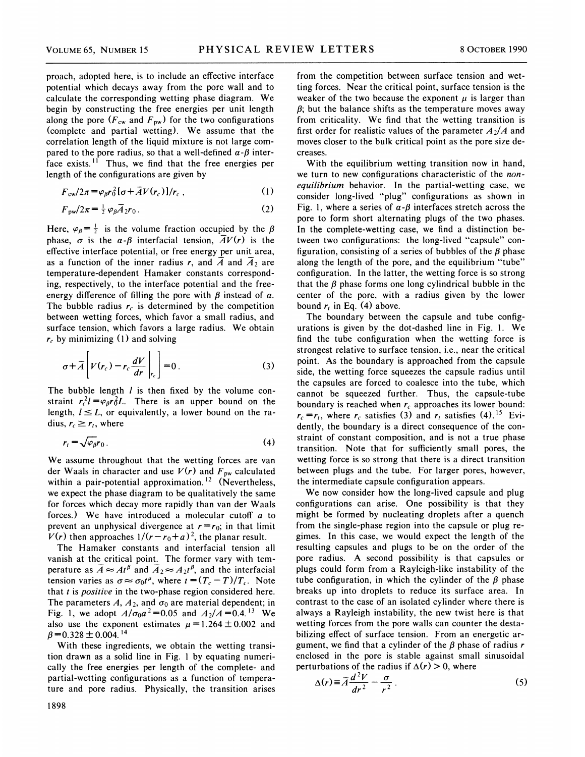proach, adopted here, is to include an effective interface potential which decays away from the pore wall and to calculate the corresponding wetting phase diagram. We begin by constructing the free energies per unit length along the pore ($F_{cw}$ and $F_{pw}$) for the two configurations (complete and partial wetting). We assume that the correlation length of the liquid mixture is not large compared to the pore radius, so that a well-defined $\alpha$-$\beta$ interface exists.[11] Thus, we find that the free energies per length of the configurations are given by

$$F_{cw}/2\pi = \varphi_\beta r_0^2 [\sigma + \bar{A} V(r_c)]/r_c \,, \tag{1}$$

$$F_{pw}/2\pi = \tfrac{1}{2}\varphi_\beta \bar{A}_2 r_0 \,. \tag{2}$$

Here, $\varphi_\beta = \frac{1}{2}$ is the volume fraction occupied by the $\beta$ phase, $\sigma$ is the $\alpha$-$\beta$ interfacial tension, $\bar{A}V(r)$ is the effective interface potential, or free energy per unit area, as a function of the inner radius $r$, and $\bar{A}$ and $\bar{A}_2$ are temperature-dependent Hamaker constants corresponding, respectively, to the interface potential and the free-energy difference of filling the pore with $\beta$ instead of $\alpha$. The bubble radius $r_c$ is determined by the competition between wetting forces, which favor a small radius, and surface tension, which favors a large radius. We obtain $r_c$ by minimizing (1) and solving

$$\sigma + \bar{A}\left[ V(r_c) - r_c \frac{dV}{dr}\bigg|_{r_c} \right] = 0 \,. \tag{3}$$

The bubble length $l$ is then fixed by the volume constraint $r_c^2 l = \varphi_\beta r_0^2 L$. There is an upper bound on the length, $l \le L$, or equivalently, a lower bound on the radius, $r_c \ge r_t$, where

$$r_t = \sqrt{\varphi_\beta}\, r_0 \,. \tag{4}$$

We assume throughout that the wetting forces are van der Waals in character and use $V(r)$ and $F_{pw}$ calculated within a pair-potential approximation.[12] (Nevertheless, we expect the phase diagram to be qualitatively the same for forces which decay more rapidly than van der Waals forces.) We have introduced a molecular cutoff $a$ to prevent an unphysical divergence at $r = r_0$; in that limit $V(r)$ then approaches $1/(r - r_0 + a)^2$, the planar result.

The Hamaker constants and interfacial tension all vanish at the critical point. The former vary with temperature as $\bar{A} \approx A t^\beta$ and $\bar{A}_2 \approx A_2 t^\beta$, and the interfacial tension varies as $\sigma \approx \sigma_0 t^\mu$, where $t = (T_c - T)/T_c$. Note that $t$ is *positive* in the two-phase region considered here. The parameters $A$, $A_2$, and $\sigma_0$ are material dependent; in Fig. 1, we adopt $A/\sigma_0 a^2 = 0.05$ and $A_2/A = 0.4$.[13] We also use the exponent estimates $\mu = 1.264 \pm 0.002$ and $\beta = 0.328 \pm 0.004$.[14]

With these ingredients, we obtain the wetting transition drawn as a solid line in Fig. 1 by equating numerically the free energies per length of the complete- and partial-wetting configurations as a function of temperature and pore radius. Physically, the transition arises from the competition between surface tension and wetting forces. Near the critical point, surface tension is the weaker of the two because the exponent $\mu$ is larger than $\beta$; but the balance shifts as the temperature moves away from criticality. We find that the wetting transition is first order for realistic values of the parameter $A_2/A$ and moves closer to the bulk critical point as the pore size decreases.

With the equilibrium wetting transition now in hand, we turn to new configurations characteristic of the *nonequilibrium* behavior. In the partial-wetting case, we consider long-lived "plug" configurations as shown in Fig. 1, where a series of $\alpha$-$\beta$ interfaces stretch across the pore to form short alternating plugs of the two phases. In the complete-wetting case, we find a distinction between two configurations: the long-lived "capsule" configuration, consisting of a series of bubbles of the $\beta$ phase along the length of the pore, and the equilibrium "tube" configuration. In the latter, the wetting force is so strong that the $\beta$ phase forms one long cylindrical bubble in the center of the pore, with a radius given by the lower bound $r_t$ in Eq. (4) above.

The boundary between the capsule and tube configurations is given by the dot-dashed line in Fig. 1. We find the tube configuration when the wetting force is strongest relative to surface tension, i.e., near the critical point. As the boundary is approached from the capsule side, the wetting force squeezes the capsule radius until the capsules are forced to coalesce into the tube, which cannot be squeezed further. Thus, the capsule-tube boundary is reached when $r_c$ approaches its lower bound: $r_c = r_t$, where $r_c$ satisfies (3) and $r_t$ satisfies (4).[15] Evidently, the boundary is a direct consequence of the constraint of constant composition, and is not a true phase transition. Note that for sufficiently small pores, the wetting force is so strong that there is a direct transition between plugs and the tube. For larger pores, however, the intermediate capsule configuration appears.

We now consider how the long-lived capsule and plug configurations can arise. One possibility is that they might be formed by nucleating droplets after a quench from the single-phase region into the capsule or plug regimes. In this case, we would expect the length of the resulting capsules and plugs to be on the order of the pore radius. A second possibility is that capsules or plugs could form from a Rayleigh-like instability of the tube configuration, in which the cylinder of the $\beta$ phase breaks up into droplets to reduce its surface area. In contrast to the case of an isolated cylinder where there is always a Rayleigh instability, the new twist here is that wetting forces from the pore walls can counter the destabilizing effect of surface tension. From an energetic argument, we find that a cylinder of the $\beta$ phase of radius $r$ enclosed in the pore is stable against small sinusoidal perturbations of the radius if $\Delta(r) > 0$, where

$$\Delta(r) \equiv \bar{A}\frac{d^2V}{dr^2} - \frac{\sigma}{r^2} \,. \tag{5}$$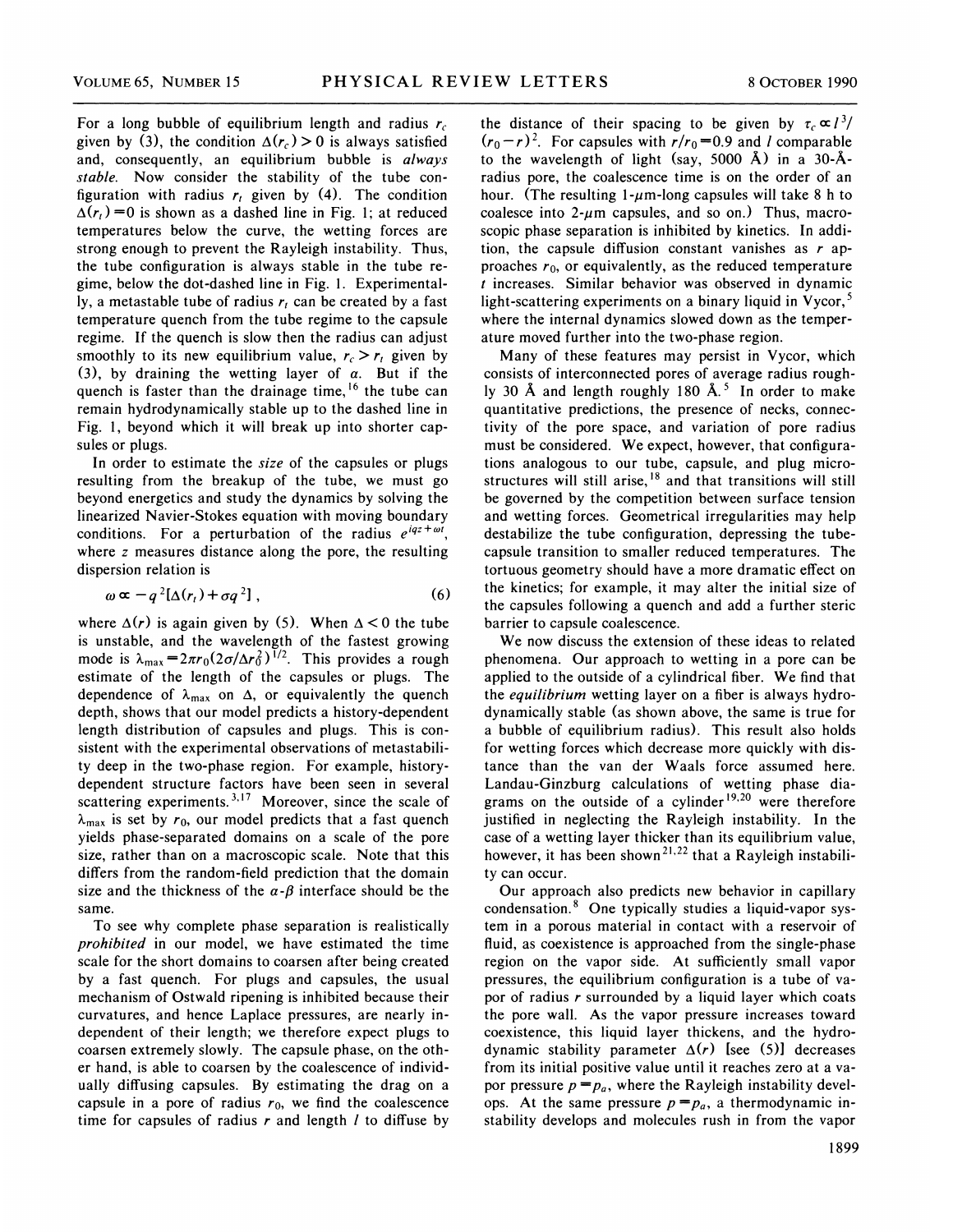For a long bubble of equilibrium length and radius $r_c$ given by (3), the condition $\Delta(r_c) > 0$ is always satisfied and, consequently, an equilibrium bubble is *always stable.* Now consider the stability of the tube configuration with radius $r_t$ given by (4). The condition $\Delta(r_t) = 0$ is shown as a dashed line in Fig. 1; at reduced temperatures below the curve, the wetting forces are strong enough to prevent the Rayleigh instability. Thus, the tube configuration is always stable in the tube regime, below the dot-dashed line in Fig. 1. Experimentally, a metastable tube of radius $r_t$ can be created by a fast temperature quench from the tube regime to the capsule regime. If the quench is slow then the radius can adjust smoothly to its new equilibrium value, $r_c > r_t$ given by (3), by draining the wetting layer of $\alpha$. But if the quench is faster than the drainage time,[16] the tube can remain hydrodynamically stable up to the dashed line in Fig. 1, beyond which it will break up into shorter capsules or plugs.

In order to estimate the *size* of the capsules or plugs resulting from the breakup of the tube, we must go beyond energetics and study the dynamics by solving the linearized Navier-Stokes equation with moving boundary conditions. For a perturbation of the radius $e^{iqz+\omega t}$, where $z$ measures distance along the pore, the resulting dispersion relation is

$$\omega \propto -q^2[\Delta(r_t) + \sigma q^2], \tag{6}$$

where $\Delta(r)$ is again given by (5). When $\Delta < 0$ the tube is unstable, and the wavelength of the fastest growing mode is $\lambda_{\max} = 2\pi r_0 (2\sigma/\Delta r_0^2)^{1/2}$. This provides a rough estimate of the length of the capsules or plugs. The dependence of $\lambda_{\max}$ on $\Delta$, or equivalently the quench depth, shows that our model predicts a history-dependent length distribution of capsules and plugs. This is consistent with the experimental observations of metastability deep in the two-phase region. For example, history-dependent structure factors have been seen in several scattering experiments.[3,17] Moreover, since the scale of $\lambda_{\max}$ is set by $r_0$, our model predicts that a fast quench yields phase-separated domains on a scale of the pore size, rather than on a macroscopic scale. Note that this differs from the random-field prediction that the domain size and the thickness of the $\alpha$-$\beta$ interface should be the same.

To see why complete phase separation is realistically *prohibited* in our model, we have estimated the time scale for the short domains to coarsen after being created by a fast quench. For plugs and capsules, the usual mechanism of Ostwald ripening is inhibited because their curvatures, and hence Laplace pressures, are nearly independent of their length; we therefore expect plugs to coarsen extremely slowly. The capsule phase, on the other hand, is able to coarsen by the coalescence of individually diffusing capsules. By estimating the drag on a capsule in a pore of radius $r_0$, we find the coalescence time for capsules of radius $r$ and length $l$ to diffuse by the distance of their spacing to be given by $\tau_c \propto l^3/(r_0 - r)^2$. For capsules with $r/r_0 = 0.9$ and $l$ comparable to the wavelength of light (say, 5000 Å) in a 30-Å-radius pore, the coalescence time is on the order of an hour. (The resulting 1-$\mu$m-long capsules will take 8 h to coalesce into 2-$\mu$m capsules, and so on.) Thus, macroscopic phase separation is inhibited by kinetics. In addition, the capsule diffusion constant vanishes as $r$ approaches $r_0$, or equivalently, as the reduced temperature $t$ increases. Similar behavior was observed in dynamic light-scattering experiments on a binary liquid in Vycor,[5] where the internal dynamics slowed down as the temperature moved further into the two-phase region.

Many of these features may persist in Vycor, which consists of interconnected pores of average radius roughly 30 Å and length roughly 180 Å.[5] In order to make quantitative predictions, the presence of necks, connectivity of the pore space, and variation of pore radius must be considered. We expect, however, that configurations analogous to our tube, capsule, and plug microstructures will still arise,[18] and that transitions will still be governed by the competition between surface tension and wetting forces. Geometrical irregularities may help destabilize the tube configuration, depressing the tube-capsule transition to smaller reduced temperatures. The tortuous geometry should have a more dramatic effect on the kinetics; for example, it may alter the initial size of the capsules following a quench and add a further steric barrier to capsule coalescence.

We now discuss the extension of these ideas to related phenomena. Our approach to wetting in a pore can be applied to the outside of a cylindrical fiber. We find that the *equilibrium* wetting layer on a fiber is always hydrodynamically stable (as shown above, the same is true for a bubble of equilibrium radius). This result also holds for wetting forces which decrease more quickly with distance than the van der Waals force assumed here. Landau-Ginzburg calculations of wetting phase diagrams on the outside of a cylinder[19,20] were therefore justified in neglecting the Rayleigh instability. In the case of a wetting layer thicker than its equilibrium value, however, it has been shown[21,22] that a Rayleigh instability can occur.

Our approach also predicts new behavior in capillary condensation.[8] One typically studies a liquid-vapor system in a porous material in contact with a reservoir of fluid, as coexistence is approached from the single-phase region on the vapor side. At sufficiently small vapor pressures, the equilibrium configuration is a tube of vapor of radius $r$ surrounded by a liquid layer which coats the pore wall. As the vapor pressure increases toward coexistence, this liquid layer thickens, and the hydrodynamic stability parameter $\Delta(r)$ [see (5)] decreases from its initial positive value until it reaches zero at a vapor pressure $p = p_a$, where the Rayleigh instability develops. At the same pressure $p = p_a$, a thermodynamic instability develops and molecules rush in from the vapor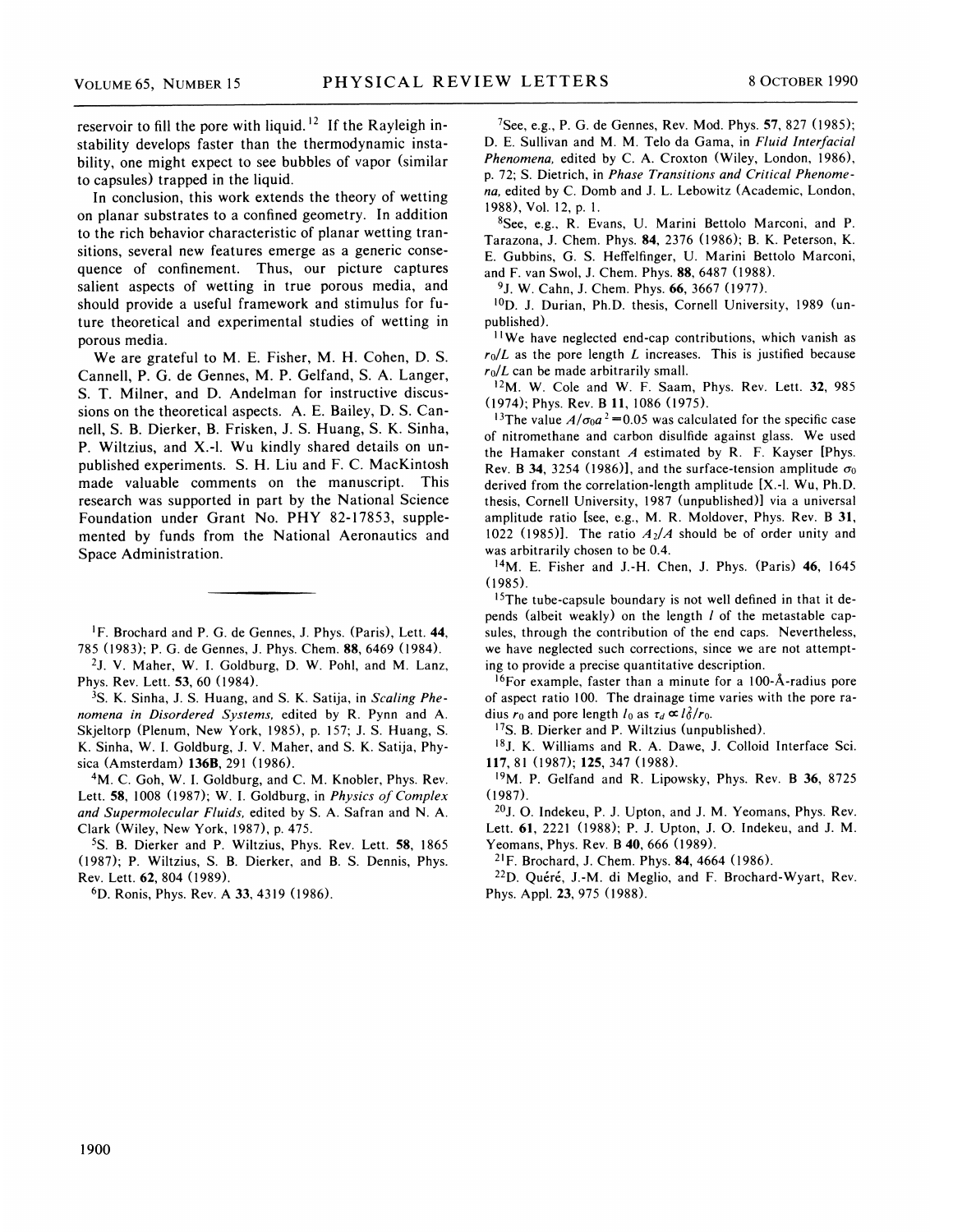reservoir to fill the pore with liquid.[12] If the Rayleigh instability develops faster than the thermodynamic instability, one might expect to see bubbles of vapor (similar to capsules) trapped in the liquid.

In conclusion, this work extends the theory of wetting on planar substrates to a confined geometry. In addition to the rich behavior characteristic of planar wetting transitions, several new features emerge as a generic consequence of confinement. Thus, our picture captures salient aspects of wetting in true porous media, and should provide a useful framework and stimulus for future theoretical and experimental studies of wetting in porous media.

We are grateful to M. E. Fisher, M. H. Cohen, D. S. Cannell, P. G. de Gennes, M. P. Gelfand, S. A. Langer, S. T. Milner, and D. Andelman for instructive discussions on the theoretical aspects. A. E. Bailey, D. S. Cannell, S. B. Dierker, B. Frisken, J. S. Huang, S. K. Sinha, P. Wiltzius, and X.-l. Wu kindly shared details on unpublished experiments. S. H. Liu and F. C. MacKintosh made valuable comments on the manuscript. This research was supported in part by the National Science Foundation under Grant No. PHY 82-17853, supplemented by funds from the National Aeronautics and Space Administration.

---

[1] F. Brochard and P. G. de Gennes, J. Phys. (Paris), Lett. **44**, 785 (1983); P. G. de Gennes, J. Phys. Chem. **88**, 6469 (1984).

[2] J. V. Maher, W. I. Goldburg, D. W. Pohl, and M. Lanz, Phys. Rev. Lett. **53**, 60 (1984).

[3] S. K. Sinha, J. S. Huang, and S. K. Satija, in *Scaling Phenomena in Disordered Systems*, edited by R. Pynn and A. Skjeltorp (Plenum, New York, 1985), p. 157; J. S. Huang, S. K. Sinha, W. I. Goldburg, J. V. Maher, and S. K. Satija, Physica (Amsterdam) **136B**, 291 (1986).

[4] M. C. Goh, W. I. Goldburg, and C. M. Knobler, Phys. Rev. Lett. **58**, 1008 (1987); W. I. Goldburg, in *Physics of Complex and Supermolecular Fluids*, edited by S. A. Safran and N. A. Clark (Wiley, New York, 1987), p. 475.

[5] S. B. Dierker and P. Wiltzius, Phys. Rev. Lett. **58**, 1865 (1987); P. Wiltzius, S. B. Dierker, and B. S. Dennis, Phys. Rev. Lett. **62**, 804 (1989).

[6] D. Ronis, Phys. Rev. A **33**, 4319 (1986).

[7] See, e.g., P. G. de Gennes, Rev. Mod. Phys. **57**, 827 (1985); D. E. Sullivan and M. M. Telo da Gama, in *Fluid Interfacial Phenomena*, edited by C. A. Croxton (Wiley, London, 1986), p. 72; S. Dietrich, in *Phase Transitions and Critical Phenomena*, edited by C. Domb and J. L. Lebowitz (Academic, London, 1988), Vol. 12, p. 1.

[8] See, e.g., R. Evans, U. Marini Bettolo Marconi, and P. Tarazona, J. Chem. Phys. **84**, 2376 (1986); B. K. Peterson, K. E. Gubbins, G. S. Heffelfinger, U. Marini Bettolo Marconi, and F. van Swol, J. Chem. Phys. **88**, 6487 (1988).

[9] J. W. Cahn, J. Chem. Phys. **66**, 3667 (1977).

[10] D. J. Durian, Ph.D. thesis, Cornell University, 1989 (unpublished).

[11] We have neglected end-cap contributions, which vanish as $r_0/L$ as the pore length $L$ increases. This is justified because $r_0/L$ can be made arbitrarily small.

[12] M. W. Cole and W. F. Saam, Phys. Rev. Lett. **32**, 985 (1974); Phys. Rev. B **11**, 1086 (1975).

[13] The value $A/\sigma_0 a^2 = 0.05$ was calculated for the specific case of nitromethane and carbon disulfide against glass. We used the Hamaker constant $A$ estimated by R. F. Kayser [Phys. Rev. B **34**, 3254 (1986)], and the surface-tension amplitude $\sigma_0$ derived from the correlation-length amplitude [X.-l. Wu, Ph.D. thesis, Cornell University, 1987 (unpublished)] via a universal amplitude ratio [see, e.g., M. R. Moldover, Phys. Rev. B **31**, 1022 (1985)]. The ratio $A_2/A$ should be of order unity and was arbitrarily chosen to be 0.4.

[14] M. E. Fisher and J.-H. Chen, J. Phys. (Paris) **46**, 1645 (1985).

[15] The tube-capsule boundary is not well defined in that it depends (albeit weakly) on the length $l$ of the metastable capsules, through the contribution of the end caps. Nevertheless, we have neglected such corrections, since we are not attempting to provide a precise quantitative description.

[16] For example, faster than a minute for a 100-Å-radius pore of aspect ratio 100. The drainage time varies with the pore radius $r_0$ and pore length $l_0$ as $\tau_d \propto l_0^2/r_0$.

[17] S. B. Dierker and P. Wiltzius (unpublished).

[18] J. K. Williams and R. A. Dawe, J. Colloid Interface Sci. **117**, 81 (1987); **125**, 347 (1988).

[19] M. P. Gelfand and R. Lipowsky, Phys. Rev. B **36**, 8725 (1987).

[20] J. O. Indekeu, P. J. Upton, and J. M. Yeomans, Phys. Rev. Lett. **61**, 2221 (1988); P. J. Upton, J. O. Indekeu, and J. M. Yeomans, Phys. Rev. B **40**, 666 (1989).

[21] F. Brochard, J. Chem. Phys. **84**, 4664 (1986).

[22] D. Quéré, J.-M. di Meglio, and F. Brochard-Wyart, Rev. Phys. Appl. **23**, 975 (1988).